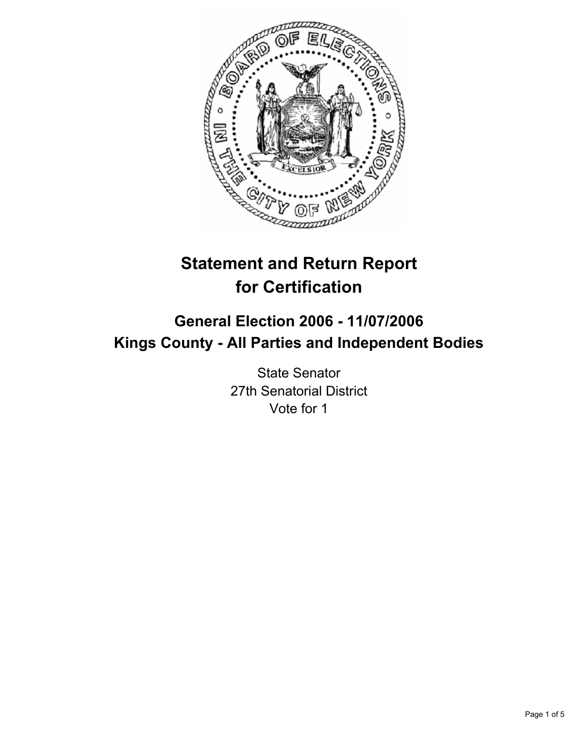# Statement and Return Report for Certification

## General Election 2006 - 11/07/2006
## Kings County - All Parties and Independent Bodies

State Senator
27th Senatorial District
Vote for 1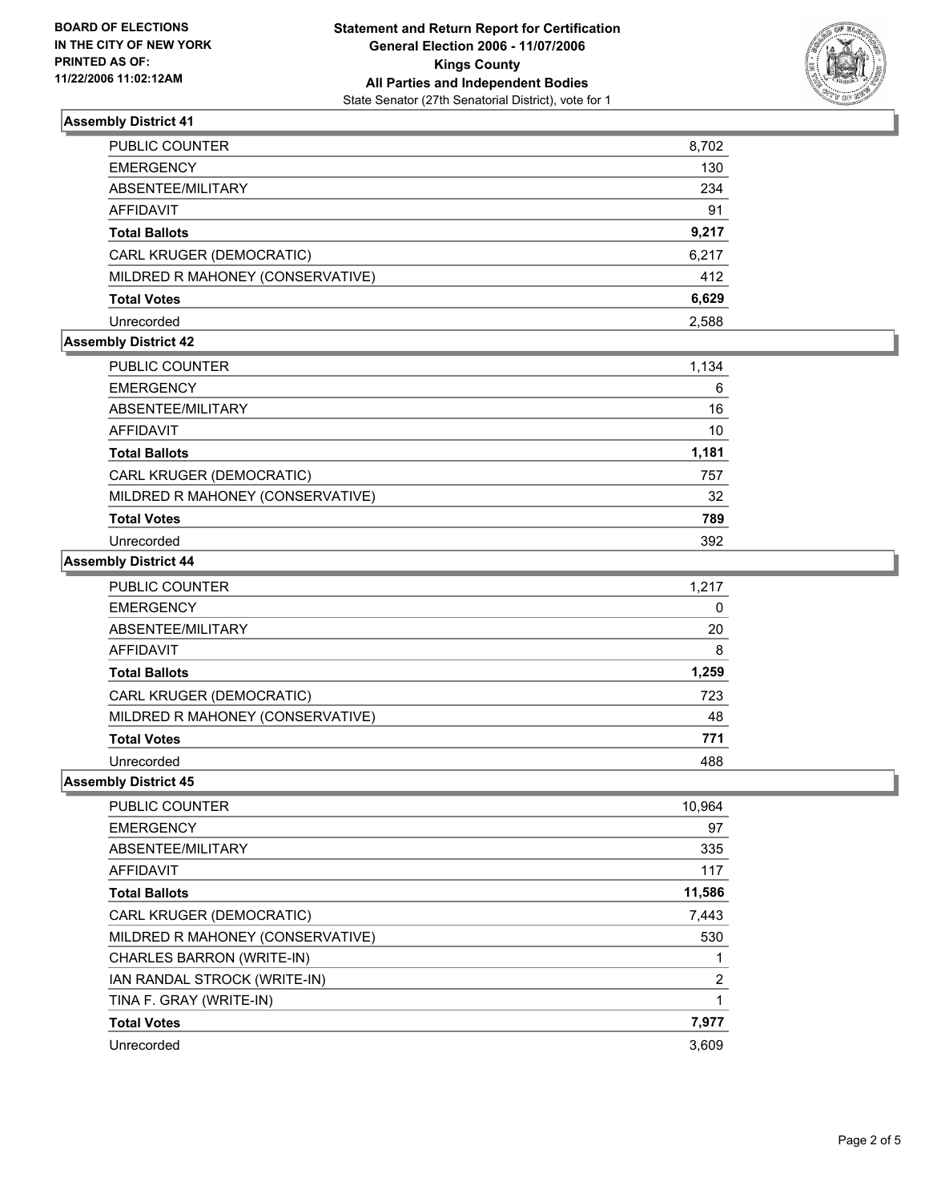**BOARD OF ELECTIONS IN THE CITY OF NEW YORK PRINTED AS OF: 11/22/2006 11:02:12AM**

# Statement and Return Report for Certification
## General Election 2006 - 11/07/2006
## Kings County
## All Parties and Independent Bodies
State Senator (27th Senatorial District), vote for 1

### Assembly District 41

| | |
|---|---|
| PUBLIC COUNTER | 8,702 |
| EMERGENCY | 130 |
| ABSENTEE/MILITARY | 234 |
| AFFIDAVIT | 91 |
| **Total Ballots** | **9,217** |
| CARL KRUGER (DEMOCRATIC) | 6,217 |
| MILDRED R MAHONEY (CONSERVATIVE) | 412 |
| **Total Votes** | **6,629** |
| Unrecorded | 2,588 |

### Assembly District 42

| | |
|---|---|
| PUBLIC COUNTER | 1,134 |
| EMERGENCY | 6 |
| ABSENTEE/MILITARY | 16 |
| AFFIDAVIT | 10 |
| **Total Ballots** | **1,181** |
| CARL KRUGER (DEMOCRATIC) | 757 |
| MILDRED R MAHONEY (CONSERVATIVE) | 32 |
| **Total Votes** | **789** |
| Unrecorded | 392 |

### Assembly District 44

| | |
|---|---|
| PUBLIC COUNTER | 1,217 |
| EMERGENCY | 0 |
| ABSENTEE/MILITARY | 20 |
| AFFIDAVIT | 8 |
| **Total Ballots** | **1,259** |
| CARL KRUGER (DEMOCRATIC) | 723 |
| MILDRED R MAHONEY (CONSERVATIVE) | 48 |
| **Total Votes** | **771** |
| Unrecorded | 488 |

### Assembly District 45

| | |
|---|---|
| PUBLIC COUNTER | 10,964 |
| EMERGENCY | 97 |
| ABSENTEE/MILITARY | 335 |
| AFFIDAVIT | 117 |
| **Total Ballots** | **11,586** |
| CARL KRUGER (DEMOCRATIC) | 7,443 |
| MILDRED R MAHONEY (CONSERVATIVE) | 530 |
| CHARLES BARRON (WRITE-IN) | 1 |
| IAN RANDAL STROCK (WRITE-IN) | 2 |
| TINA F. GRAY (WRITE-IN) | 1 |
| **Total Votes** | **7,977** |
| Unrecorded | 3,609 |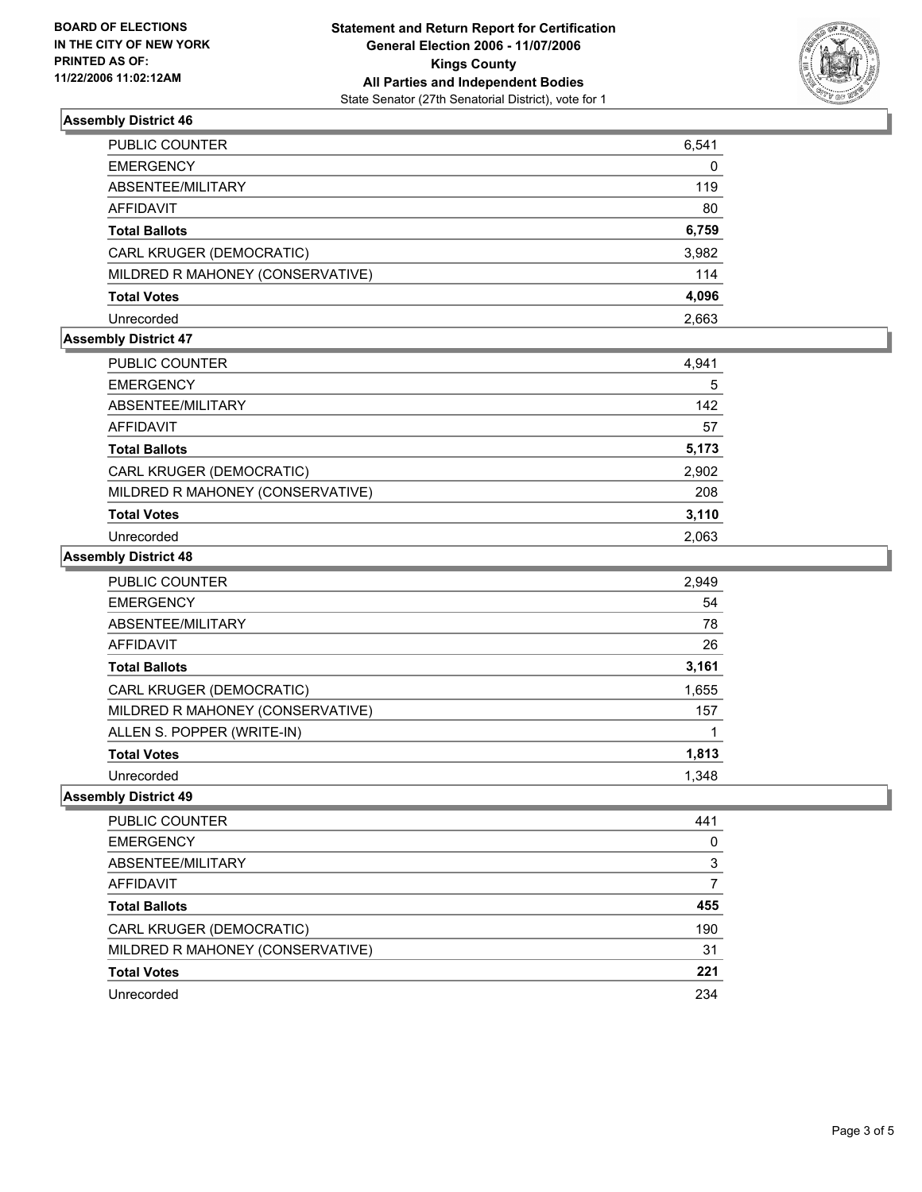**BOARD OF ELECTIONS IN THE CITY OF NEW YORK PRINTED AS OF: 11/22/2006 11:02:12AM**

**Statement and Return Report for Certification General Election 2006 - 11/07/2006 Kings County All Parties and Independent Bodies**

State Senator (27th Senatorial District), vote for 1

## Assembly District 46

| | |
|---|---|
| PUBLIC COUNTER | 6,541 |
| EMERGENCY | 0 |
| ABSENTEE/MILITARY | 119 |
| AFFIDAVIT | 80 |
| **Total Ballots** | **6,759** |
| CARL KRUGER (DEMOCRATIC) | 3,982 |
| MILDRED R MAHONEY (CONSERVATIVE) | 114 |
| **Total Votes** | **4,096** |
| Unrecorded | 2,663 |

## Assembly District 47

| | |
|---|---|
| PUBLIC COUNTER | 4,941 |
| EMERGENCY | 5 |
| ABSENTEE/MILITARY | 142 |
| AFFIDAVIT | 57 |
| **Total Ballots** | **5,173** |
| CARL KRUGER (DEMOCRATIC) | 2,902 |
| MILDRED R MAHONEY (CONSERVATIVE) | 208 |
| **Total Votes** | **3,110** |
| Unrecorded | 2,063 |

## Assembly District 48

| | |
|---|---|
| PUBLIC COUNTER | 2,949 |
| EMERGENCY | 54 |
| ABSENTEE/MILITARY | 78 |
| AFFIDAVIT | 26 |
| **Total Ballots** | **3,161** |
| CARL KRUGER (DEMOCRATIC) | 1,655 |
| MILDRED R MAHONEY (CONSERVATIVE) | 157 |
| ALLEN S. POPPER (WRITE-IN) | 1 |
| **Total Votes** | **1,813** |
| Unrecorded | 1,348 |

## Assembly District 49

| | |
|---|---|
| PUBLIC COUNTER | 441 |
| EMERGENCY | 0 |
| ABSENTEE/MILITARY | 3 |
| AFFIDAVIT | 7 |
| **Total Ballots** | **455** |
| CARL KRUGER (DEMOCRATIC) | 190 |
| MILDRED R MAHONEY (CONSERVATIVE) | 31 |
| **Total Votes** | **221** |
| Unrecorded | 234 |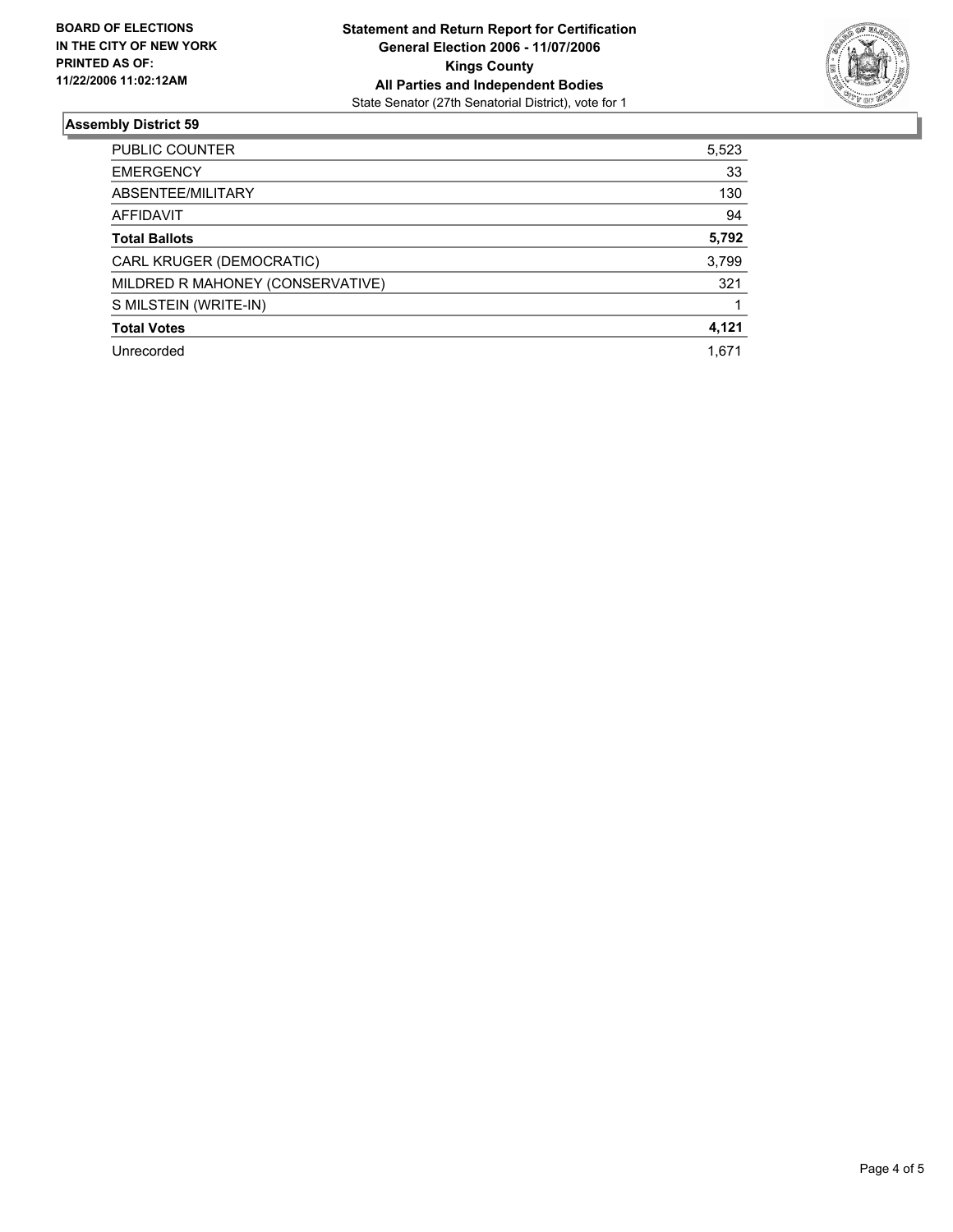**BOARD OF ELECTIONS IN THE CITY OF NEW YORK PRINTED AS OF: 11/22/2006 11:02:12AM**

**Statement and Return Report for Certification**
**General Election 2006 - 11/07/2006**
**Kings County**
**All Parties and Independent Bodies**
State Senator (27th Senatorial District), vote for 1

## Assembly District 59

| | |
|---|---|
| PUBLIC COUNTER | 5,523 |
| EMERGENCY | 33 |
| ABSENTEE/MILITARY | 130 |
| AFFIDAVIT | 94 |
| **Total Ballots** | **5,792** |
| CARL KRUGER (DEMOCRATIC) | 3,799 |
| MILDRED R MAHONEY (CONSERVATIVE) | 321 |
| S MILSTEIN (WRITE-IN) | 1 |
| **Total Votes** | **4,121** |
| Unrecorded | 1,671 |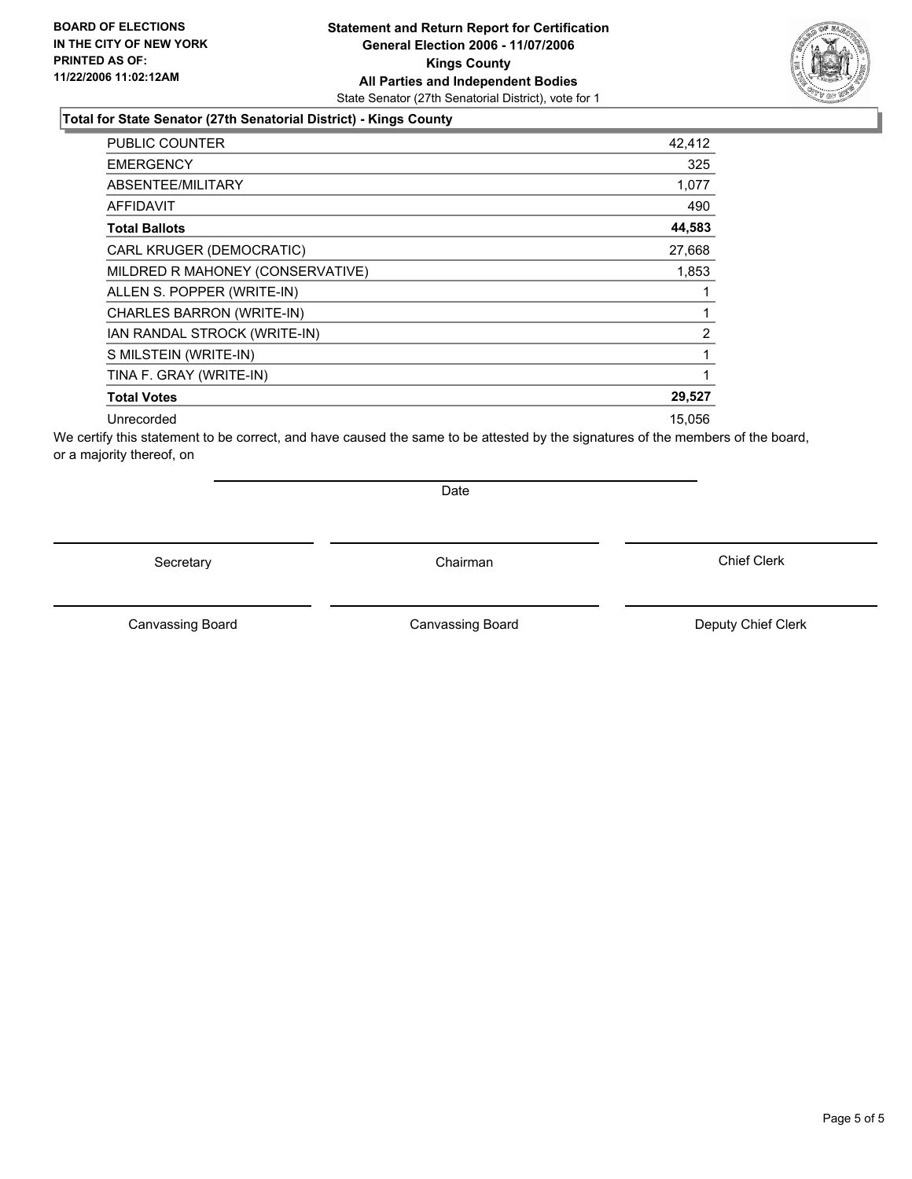**BOARD OF ELECTIONS IN THE CITY OF NEW YORK PRINTED AS OF: 11/22/2006 11:02:12AM**

**Statement and Return Report for Certification**
**General Election 2006 - 11/07/2006**
**Kings County**
**All Parties and Independent Bodies**
State Senator (27th Senatorial District), vote for 1

**Total for State Senator (27th Senatorial District) - Kings County**

| | |
|---|---|
| PUBLIC COUNTER | 42,412 |
| EMERGENCY | 325 |
| ABSENTEE/MILITARY | 1,077 |
| AFFIDAVIT | 490 |
| **Total Ballots** | **44,583** |
| CARL KRUGER (DEMOCRATIC) | 27,668 |
| MILDRED R MAHONEY (CONSERVATIVE) | 1,853 |
| ALLEN S. POPPER (WRITE-IN) | 1 |
| CHARLES BARRON (WRITE-IN) | 1 |
| IAN RANDAL STROCK (WRITE-IN) | 2 |
| S MILSTEIN (WRITE-IN) | 1 |
| TINA F. GRAY (WRITE-IN) | 1 |
| **Total Votes** | **29,527** |
| Unrecorded | 15,056 |

We certify this statement to be correct, and have caused the same to be attested by the signatures of the members of the board, or a majority thereof, on

Date

Secretary | Chairman | Chief Clerk

Canvassing Board | Canvassing Board | Deputy Chief Clerk